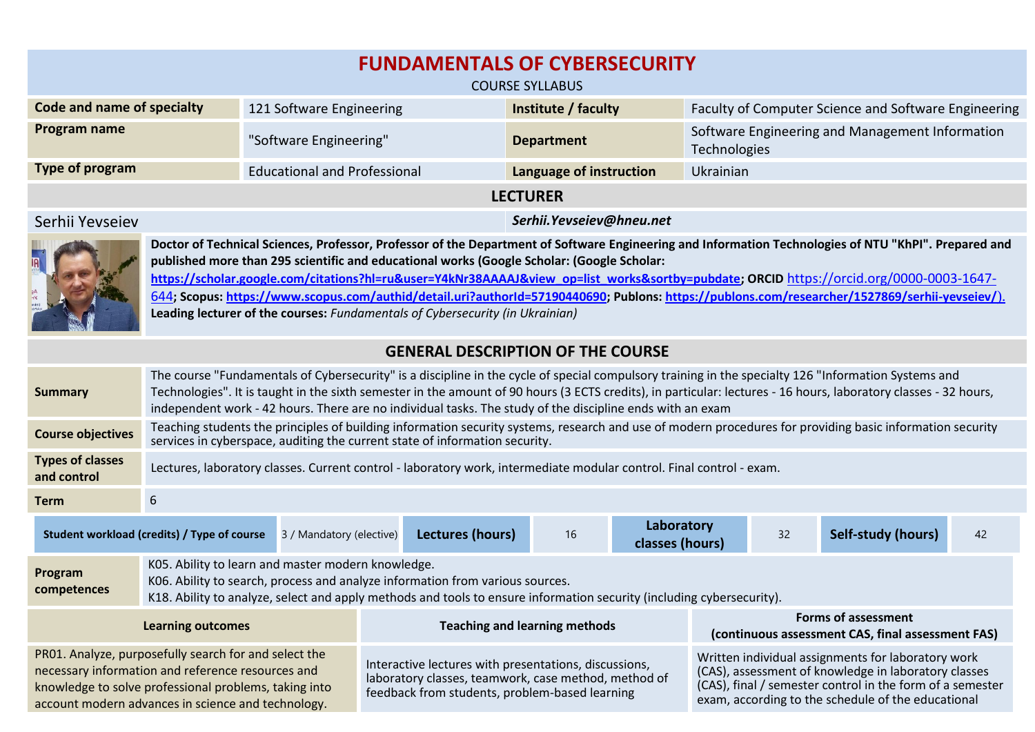# FUNDAMENTALS OF CYBERSECURITY

COURSE SYLLABUS

| Code and name of specialty | 121 Software Engineering | Institute / faculty | Faculty of Computer Science and Software Engineering |
|---|---|---|---|
| Program name | "Software Engineering" | Department | Software Engineering and Management Information Technologies |
| Type of program | Educational and Professional | Language of instruction | Ukrainian |

## LECTURER

Serhii Yevseiev — *Serhii.Yevseiev@hneu.net*

**Doctor of Technical Sciences, Professor, Professor of the Department of Software Engineering and Information Technologies of NTU "KhPI". Prepared and published more than 295 scientific and educational works (Google Scholar: (Google Scholar: https://scholar.google.com/citations?hl=ru&user=Y4kNr38AAAAJ&view_op=list_works&sortby=pubdate; ORCID** https://orcid.org/0000-0003-1647-644**; Scopus: https://www.scopus.com/authid/detail.uri?authorId=57190440690; Publons: https://publons.com/researcher/1527869/serhii-yevseiev/).**
**Leading lecturer of the courses:** *Fundamentals of Cybersecurity (in Ukrainian)*

## GENERAL DESCRIPTION OF THE COURSE

| | |
|---|---|
| **Summary** | The course "Fundamentals of Cybersecurity" is a discipline in the cycle of special compulsory training in the specialty 126 "Information Systems and Technologies". It is taught in the sixth semester in the amount of 90 hours (3 ECTS credits), in particular: lectures - 16 hours, laboratory classes - 32 hours, independent work - 42 hours. There are no individual tasks. The study of the discipline ends with an exam |
| **Course objectives** | Teaching students the principles of building information security systems, research and use of modern procedures for providing basic information security services in cyberspace, auditing the current state of information security. |
| **Types of classes and control** | Lectures, laboratory classes. Current control - laboratory work, intermediate modular control. Final control - exam. |
| **Term** | 6 |

| Student workload (credits) / Type of course | 3 / Mandatory (elective) | Lectures (hours) | 16 | Laboratory classes (hours) | 32 | Self-study (hours) | 42 |
|---|---|---|---|---|---|---|---|

**Program competences**

K05. Ability to learn and master modern knowledge.
K06. Ability to search, process and analyze information from various sources.
K18. Ability to analyze, select and apply methods and tools to ensure information security (including cybersecurity).

| Learning outcomes | Teaching and learning methods | Forms of assessment (continuous assessment CAS, final assessment FAS) |
|---|---|---|
| PR01. Analyze, purposefully search for and select the necessary information and reference resources and knowledge to solve professional problems, taking into account modern advances in science and technology. | Interactive lectures with presentations, discussions, laboratory classes, teamwork, case method, method of feedback from students, problem-based learning | Written individual assignments for laboratory work (CAS), assessment of knowledge in laboratory classes (CAS), final / semester control in the form of a semester exam, according to the schedule of the educational |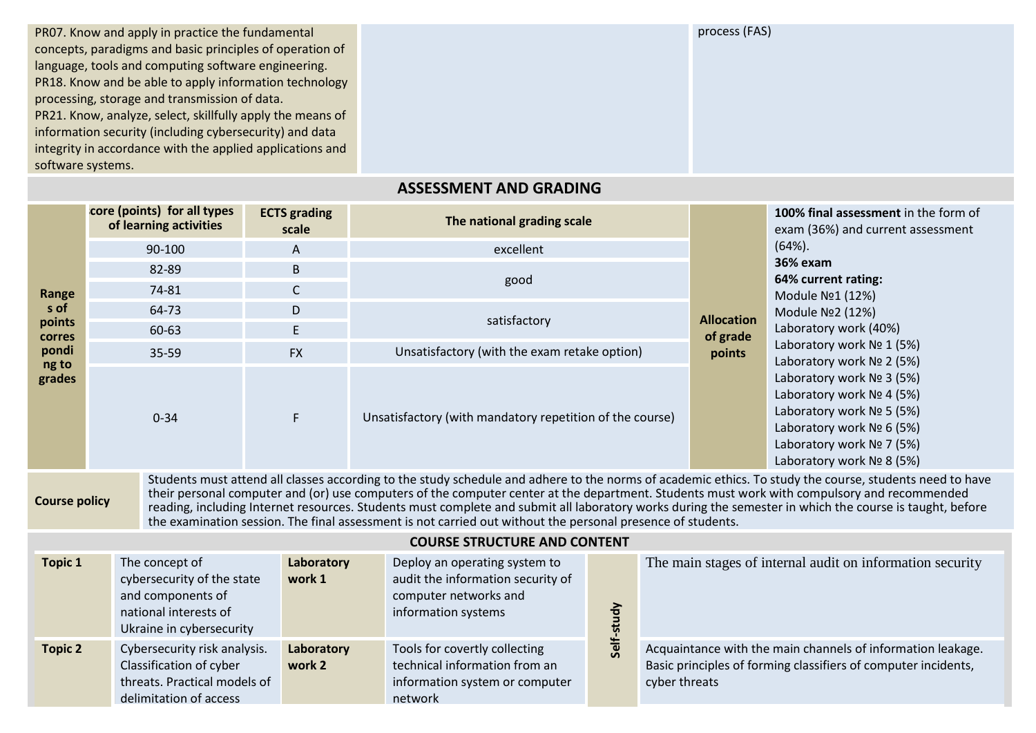| PR07. Know and apply in practice the fundamental concepts, paradigms and basic principles of operation of language, tools and computing software engineering.<br>PR18. Know and be able to apply information technology processing, storage and transmission of data.<br>PR21. Know, analyze, select, skillfully apply the means of information security (including cybersecurity) and data integrity in accordance with the applied applications and software systems. | | process (FAS) |
|---|---|---|

## ASSESSMENT AND GRADING

| Ranges of points corresponding to grades | Score (points) for all types of learning activities | ECTS grading scale | The national grading scale | Allocation of grade points | **100% final assessment** in the form of exam (36%) and current assessment (64%).<br>**36% exam**<br>**64% current rating:**<br>Module №1 (12%)<br>Module №2 (12%)<br>Laboratory work (40%)<br>Laboratory work № 1 (5%)<br>Laboratory work № 2 (5%)<br>Laboratory work № 3 (5%)<br>Laboratory work № 4 (5%)<br>Laboratory work № 5 (5%)<br>Laboratory work № 6 (5%)<br>Laboratory work № 7 (5%)<br>Laboratory work № 8 (5%) |
|---|---|---|---|---|---|
| | 90-100 | A | excellent | | |
| | 82-89 | B | good | | |
| | 74-81 | C | good | | |
| | 64-73 | D | satisfactory | | |
| | 60-63 | E | satisfactory | | |
| | 35-59 | FX | Unsatisfactory (with the exam retake option) | | |
| | 0-34 | F | Unsatisfactory (with mandatory repetition of the course) | | |

| **Course policy** | Students must attend all classes according to the study schedule and adhere to the norms of academic ethics. To study the course, students need to have their personal computer and (or) use computers of the computer center at the department. Students must work with compulsory and recommended reading, including Internet resources. Students must complete and submit all laboratory works during the semester in which the course is taught, before the examination session. The final assessment is not carried out without the personal presence of students. |
|---|---|

## COURSE STRUCTURE AND CONTENT

| Topic | Content | Laboratory work | Content | | Self-study |
|---|---|---|---|---|---|
| **Topic 1** | The concept of cybersecurity of the state and components of national interests of Ukraine in cybersecurity | **Laboratory work 1** | Deploy an operating system to audit the information security of computer networks and information systems | **Self-study** | The main stages of internal audit on information security |
| **Topic 2** | Cybersecurity risk analysis. Classification of cyber threats. Practical models of delimitation of access | **Laboratory work 2** | Tools for covertly collecting technical information from an information system or computer network | | Acquaintance with the main channels of information leakage. Basic principles of forming classifiers of computer incidents, cyber threats |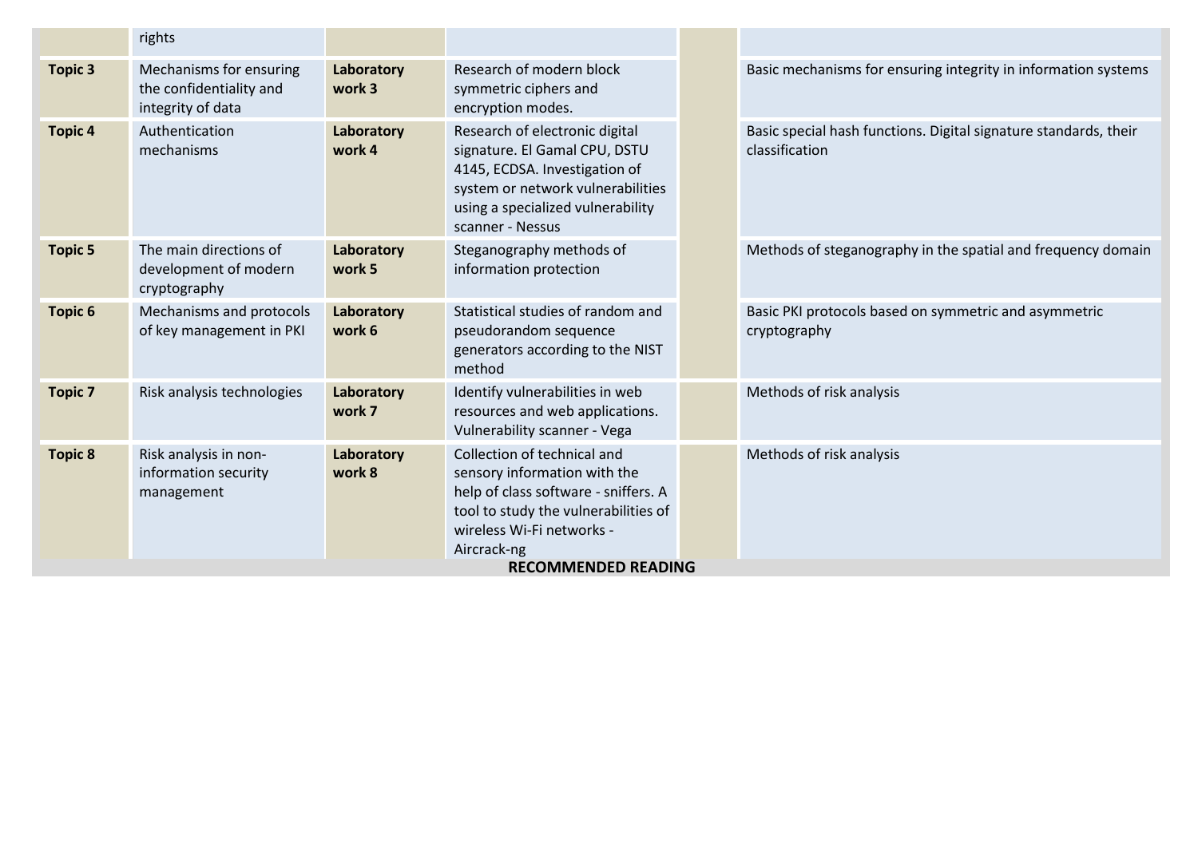|  | rights |  |  |  |  |
|---|---|---|---|---|---|
| **Topic 3** | Mechanisms for ensuring the confidentiality and integrity of data | **Laboratory work 3** | Research of modern block symmetric ciphers and encryption modes. |  | Basic mechanisms for ensuring integrity in information systems |
| **Topic 4** | Authentication mechanisms | **Laboratory work 4** | Research of electronic digital signature. El Gamal CPU, DSTU 4145, ECDSA. Investigation of system or network vulnerabilities using a specialized vulnerability scanner - Nessus |  | Basic special hash functions. Digital signature standards, their classification |
| **Topic 5** | The main directions of development of modern cryptography | **Laboratory work 5** | Steganography methods of information protection |  | Methods of steganography in the spatial and frequency domain |
| **Topic 6** | Mechanisms and protocols of key management in PKI | **Laboratory work 6** | Statistical studies of random and pseudorandom sequence generators according to the NIST method |  | Basic PKI protocols based on symmetric and asymmetric cryptography |
| **Topic 7** | Risk analysis technologies | **Laboratory work 7** | Identify vulnerabilities in web resources and web applications. Vulnerability scanner - Vega |  | Methods of risk analysis |
| **Topic 8** | Risk analysis in non-information security management | **Laboratory work 8** | Collection of technical and sensory information with the help of class software - sniffers. A tool to study the vulnerabilities of wireless Wi-Fi networks - Aircrack-ng |  | Methods of risk analysis |

**RECOMMENDED READING**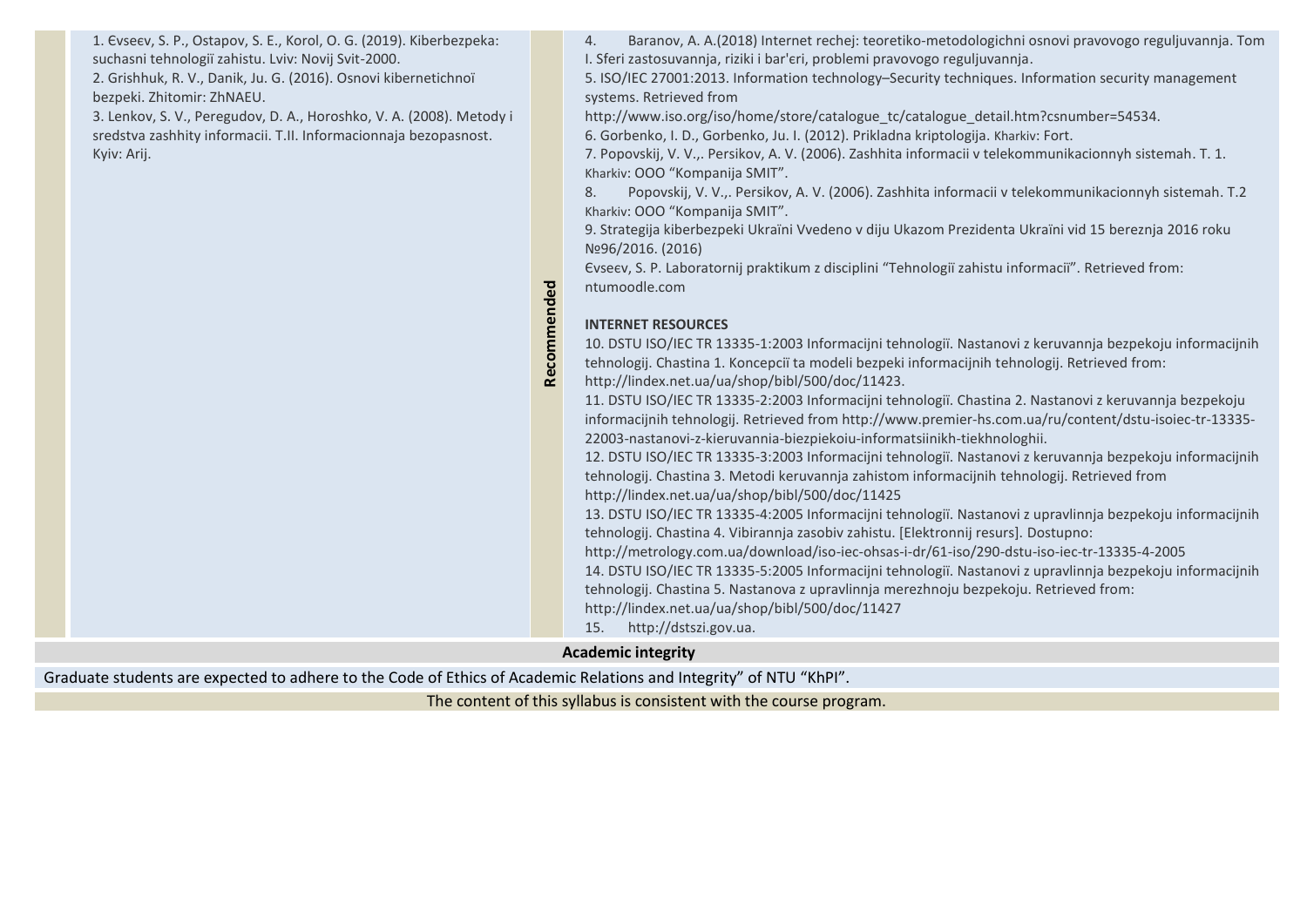1. Єvseєv, S. P., Ostapov, S. E., Korol, O. G. (2019). Kiberbezpeka: suchasni tehnologiї zahistu. Lviv: Novij Svit-2000.
2. Grishhuk, R. V., Danik, Ju. G. (2016). Osnovi kibernetichnoї bezpeki. Zhitomir: ZhNAEU.
3. Lenkov, S. V., Peregudov, D. A., Horoshko, V. A. (2008). Metody i sredstva zashhity informacii. T.II. Informacionnaja bezopasnost. Kyiv: Arij.

**Recommended**

4. Baranov, A. A.(2018) Internet rechej: teoretiko-metodologichni osnovi pravovogo reguljuvannja. Tom I. Sferi zastosuvannja, riziki i bar'eri, problemi pravovogo reguljuvannja.
5. ISO/IEC 27001:2013. Information technology–Security techniques. Information security management systems. Retrieved from http://www.iso.org/iso/home/store/catalogue_tc/catalogue_detail.htm?csnumber=54534.
6. Gorbenko, I. D., Gorbenko, Ju. I. (2012). Prikladna kriptologija. Kharkiv: Fort.
7. Popovskij, V. V.,. Persikov, A. V. (2006). Zashhita informacii v telekommunikacionnyh sistemah. T. 1. Kharkiv: OOO "Kompanija SMIT".
8. Popovskij, V. V.,. Persikov, A. V. (2006). Zashhita informacii v telekommunikacionnyh sistemah. T.2 Kharkiv: OOO "Kompanija SMIT".
9. Strategija kiberbezpeki Ukraïni Vvedeno v diju Ukazom Prezidenta Ukraïni vid 15 bereznja 2016 roku №96/2016. (2016)

Єvseєv, S. P. Laboratornij praktikum z disciplini "Tehnologiї zahistu informacii". Retrieved from: ntumoodle.com

**INTERNET RESOURCES**

10. DSTU ISO/IEC TR 13335-1:2003 Informacijni tehnologiї. Nastanovi z keruvannja bezpekoju informacijnih tehnologij. Chastina 1. Koncepciї ta modeli bezpeki informacijnih tehnologij. Retrieved from: http://lindex.net.ua/ua/shop/bibl/500/doc/11423.
11. DSTU ISO/IEC TR 13335-2:2003 Informacijni tehnologiї. Chastina 2. Nastanovi z keruvannja bezpekoju informacijnih tehnologij. Retrieved from http://www.premier-hs.com.ua/ru/content/dstu-isoiec-tr-13335-22003-nastanovi-z-kieruvannia-biezpiekoiu-informatsiinikh-tiekhnologhii.
12. DSTU ISO/IEC TR 13335-3:2003 Informacijni tehnologiї. Nastanovi z keruvannja bezpekoju informacijnih tehnologij. Chastina 3. Metodi keruvannja zahistom informacijnih tehnologij. Retrieved from http://lindex.net.ua/ua/shop/bibl/500/doc/11425
13. DSTU ISO/IEC TR 13335-4:2005 Informacijni tehnologiї. Nastanovi z upravlinnja bezpekoju informacijnih tehnologij. Chastina 4. Vibirannja zasobiv zahistu. [Elektronnij resurs]. Dostupno: http://metrology.com.ua/download/iso-iec-ohsas-i-dr/61-iso/290-dstu-iso-iec-tr-13335-4-2005
14. DSTU ISO/IEC TR 13335-5:2005 Informacijni tehnologiї. Nastanovi z upravlinnja bezpekoju informacijnih tehnologij. Chastina 5. Nastanova z upravlinnja merezhnoju bezpekoju. Retrieved from: http://lindex.net.ua/ua/shop/bibl/500/doc/11427
15. http://dstszi.gov.ua.

**Academic integrity**

Graduate students are expected to adhere to the Code of Ethics of Academic Relations and Integrity" of NTU "KhPI".

The content of this syllabus is consistent with the course program.